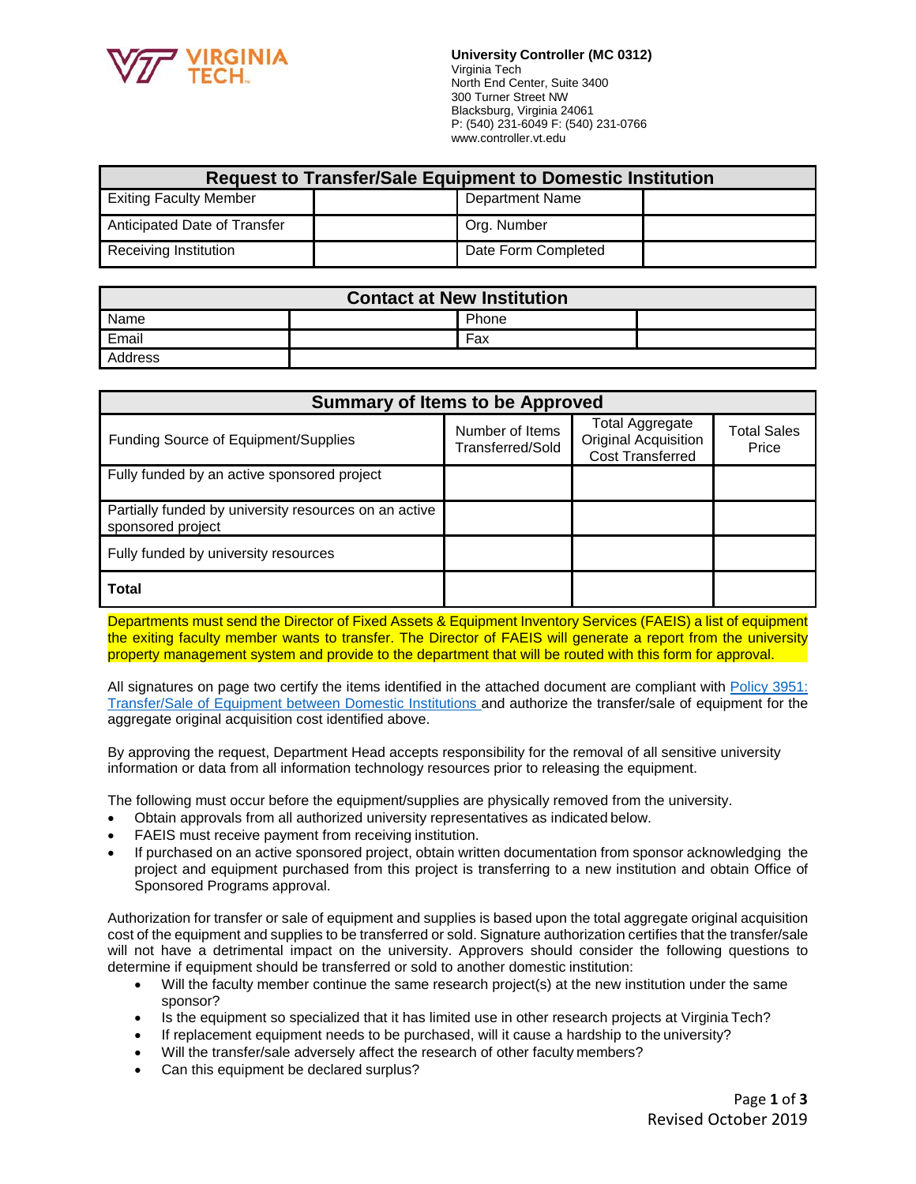**University Controller (MC 0312)**
Virginia Tech
North End Center, Suite 3400
300 Turner Street NW
Blacksburg, Virginia 24061
P: (540) 231-6049 F: (540) 231-0766
www.controller.vt.edu

## Request to Transfer/Sale Equipment to Domestic Institution

| | | | |
|---|---|---|---|
| Exiting Faculty Member | | Department Name | |
| Anticipated Date of Transfer | | Org. Number | |
| Receiving Institution | | Date Form Completed | |

## Contact at New Institution

| | | | |
|---|---|---|---|
| Name | | Phone | |
| Email | | Fax | |
| Address | | | |

## Summary of Items to be Approved

| Funding Source of Equipment/Supplies | Number of Items Transferred/Sold | Total Aggregate Original Acquisition Cost Transferred | Total Sales Price |
|---|---|---|---|
| Fully funded by an active sponsored project | | | |
| Partially funded by university resources on an active sponsored project | | | |
| Fully funded by university resources | | | |
| **Total** | | | |

Departments must send the Director of Fixed Assets & Equipment Inventory Services (FAEIS) a list of equipment the exiting faculty member wants to transfer. The Director of FAEIS will generate a report from the university property management system and provide to the department that will be routed with this form for approval.

All signatures on page two certify the items identified in the attached document are compliant with Policy 3951: Transfer/Sale of Equipment between Domestic Institutions and authorize the transfer/sale of equipment for the aggregate original acquisition cost identified above.

By approving the request, Department Head accepts responsibility for the removal of all sensitive university information or data from all information technology resources prior to releasing the equipment.

The following must occur before the equipment/supplies are physically removed from the university.

- Obtain approvals from all authorized university representatives as indicated below.
- FAEIS must receive payment from receiving institution.
- If purchased on an active sponsored project, obtain written documentation from sponsor acknowledging the project and equipment purchased from this project is transferring to a new institution and obtain Office of Sponsored Programs approval.

Authorization for transfer or sale of equipment and supplies is based upon the total aggregate original acquisition cost of the equipment and supplies to be transferred or sold. Signature authorization certifies that the transfer/sale will not have a detrimental impact on the university. Approvers should consider the following questions to determine if equipment should be transferred or sold to another domestic institution:

- Will the faculty member continue the same research project(s) at the new institution under the same sponsor?
- Is the equipment so specialized that it has limited use in other research projects at Virginia Tech?
- If replacement equipment needs to be purchased, will it cause a hardship to the university?
- Will the transfer/sale adversely affect the research of other faculty members?
- Can this equipment be declared surplus?

Revised October 2019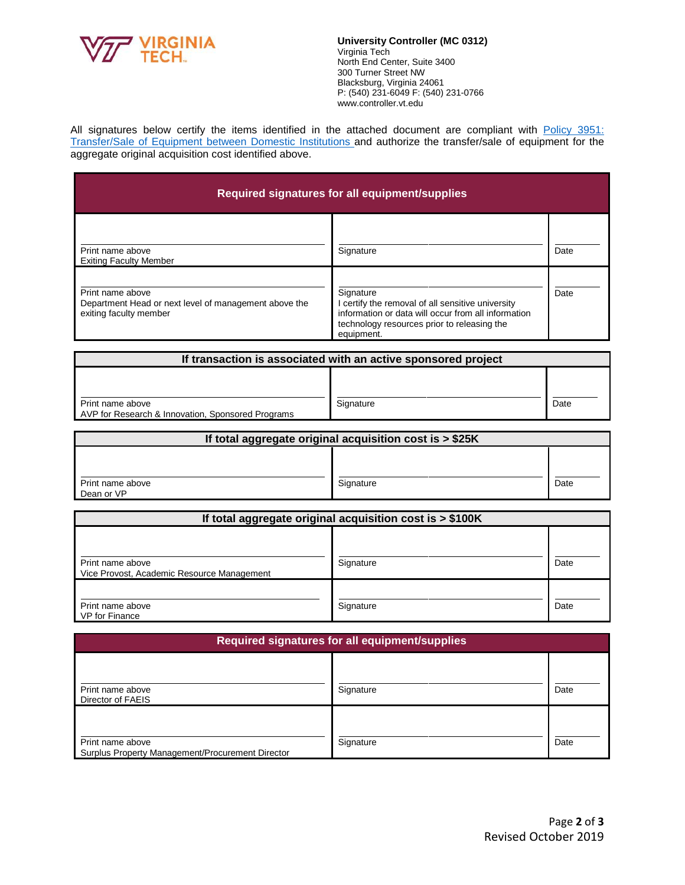**University Controller (MC 0312)**
Virginia Tech
North End Center, Suite 3400
300 Turner Street NW
Blacksburg, Virginia 24061
P: (540) 231-6049 F: (540) 231-0766
www.controller.vt.edu

All signatures below certify the items identified in the attached document are compliant with [Policy 3951: Transfer/Sale of Equipment between Domestic Institutions](Policy 3951: Transfer/Sale of Equipment between Domestic Institutions) and authorize the transfer/sale of equipment for the aggregate original acquisition cost identified above.

| Required signatures for all equipment/supplies | | |
|---|---|---|
| Print name above<br>Exiting Faculty Member | Signature | Date |
| Print name above<br>Department Head or next level of management above the exiting faculty member | Signature<br>I certify the removal of all sensitive university information or data will occur from all information technology resources prior to releasing the equipment. | Date |

| If transaction is associated with an active sponsored project | | |
|---|---|---|
| Print name above<br>AVP for Research & Innovation, Sponsored Programs | Signature | Date |

| If total aggregate original acquisition cost is > $25K | | |
|---|---|---|
| Print name above<br>Dean or VP | Signature | Date |

| If total aggregate original acquisition cost is > $100K | | |
|---|---|---|
| Print name above<br>Vice Provost, Academic Resource Management | Signature | Date |
| Print name above<br>VP for Finance | Signature | Date |

| Required signatures for all equipment/supplies | | |
|---|---|---|
| Print name above<br>Director of FAEIS | Signature | Date |
| Print name above<br>Surplus Property Management/Procurement Director | Signature | Date |

Revised October 2019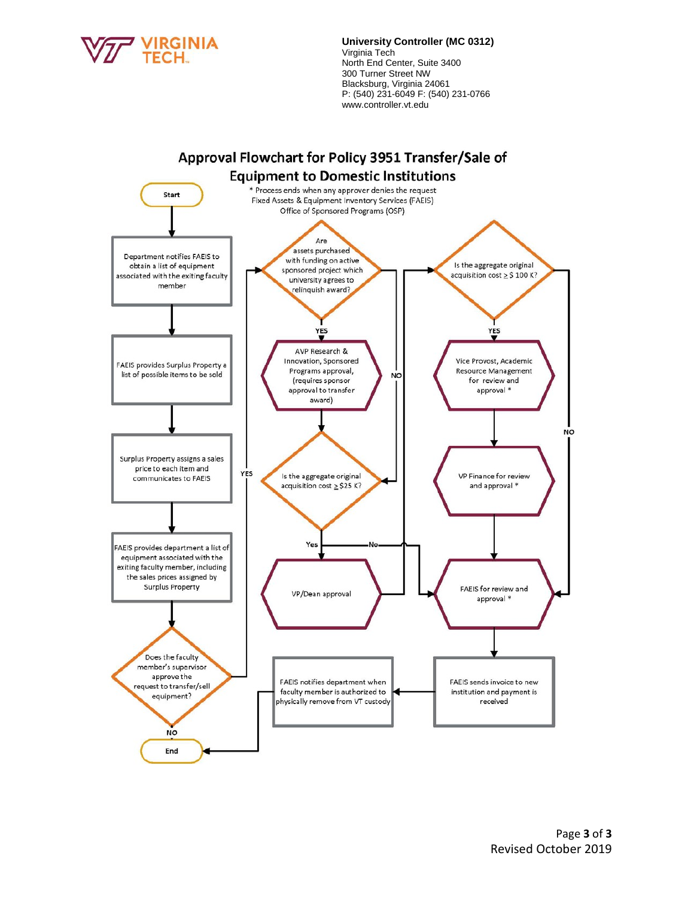**University Controller (MC 0312)**
Virginia Tech
North End Center, Suite 3400
300 Turner Street NW
Blacksburg, Virginia 24061
P: (540) 231-6049 F: (540) 231-0766
www.controller.vt.edu

## Approval Flowchart for Policy 3951 Transfer/Sale of Equipment to Domestic Institutions

\* Process ends when any approver denies the request
Fixed Assets & Equipment Inventory Services (FAEIS)
Office of Sponsored Programs (OSP)

Start

Department notifies FAEIS to obtain a list of equipment associated with the exiting faculty member

FAEIS provides Surplus Property a list of possible items to be sold

Surplus Property assigns a sales price to each item and communicates to FAEIS

FAEIS provides department a list of equipment associated with the exiting faculty member, including the sales prices assigned by Surplus Property

Does the faculty member's supervisor approve the request to transfer/sell equipment?

NO

End

YES

Are assets purchased with funding on active sponsored project which university agrees to relinquish award?

YES

AVP Research & Innovation, Sponsored Programs approval, (requires sponsor approval to transfer award)

NO

Is the aggregate original acquisition cost ≥ $25 K?

Yes

No

VP/Dean approval

Is the aggregate original acquisition cost ≥ $ 100 K?

YES

Vice Provost, Academic Resource Management for review and approval \*

NO

VP Finance for review and approval \*

FAEIS for review and approval \*

FAEIS sends invoice to new institution and payment is received

FAEIS notifies department when faculty member is authorized to physically remove from VT custody

Revised October 2019